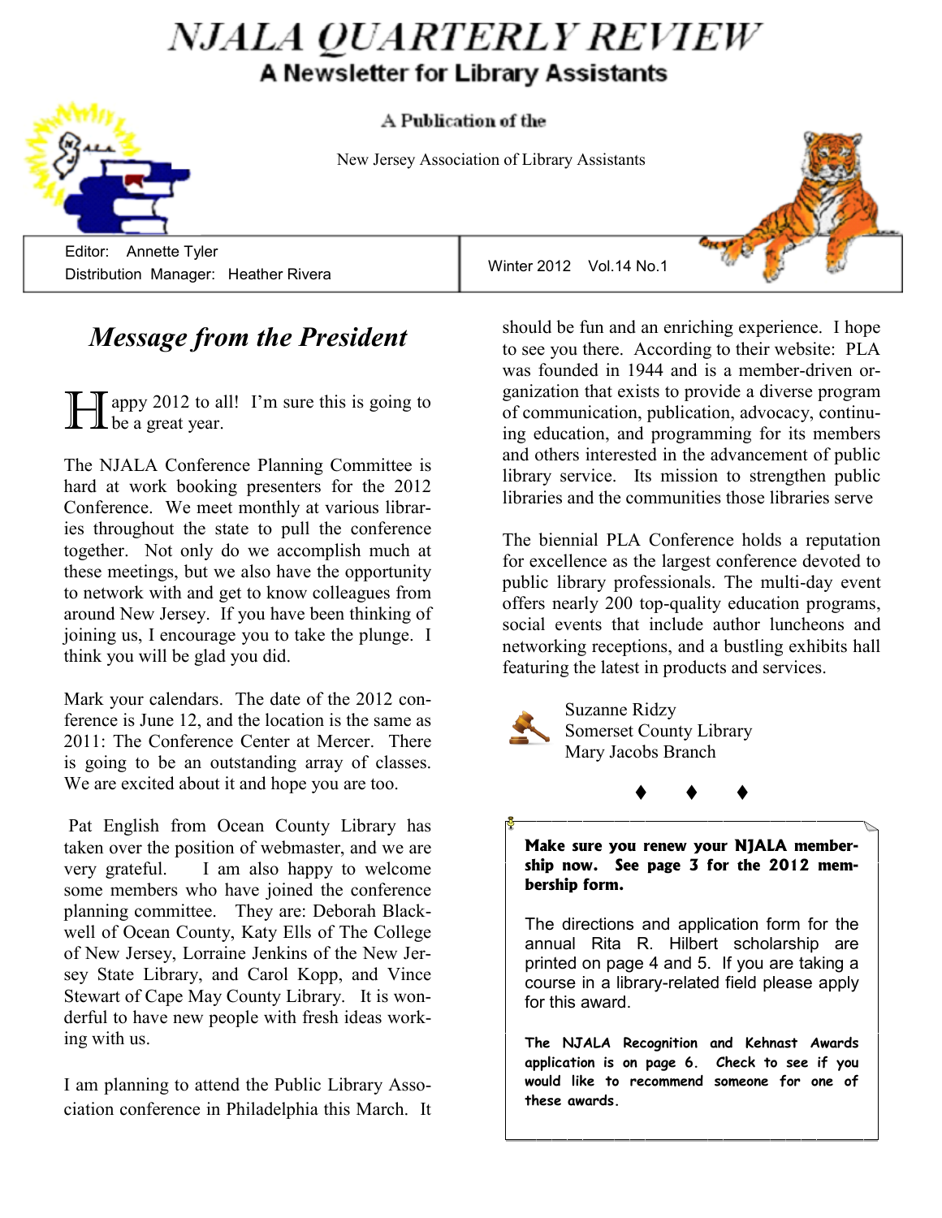# NJALA QUARTERLY REVIEW

**A Newsletter for Library Assistants**

A Publication of the

New Jersey Association of Library Assistants

Editor: Annette Tyler
Distribution Manager: Heather Rivera

Winter 2012 Vol.14 No.1

## *Message from the President*

Happy 2012 to all! I'm sure this is going to be a great year.

The NJALA Conference Planning Committee is hard at work booking presenters for the 2012 Conference. We meet monthly at various libraries throughout the state to pull the conference together. Not only do we accomplish much at these meetings, but we also have the opportunity to network with and get to know colleagues from around New Jersey. If you have been thinking of joining us, I encourage you to take the plunge. I think you will be glad you did.

Mark your calendars. The date of the 2012 conference is June 12, and the location is the same as 2011: The Conference Center at Mercer. There is going to be an outstanding array of classes. We are excited about it and hope you are too.

Pat English from Ocean County Library has taken over the position of webmaster, and we are very grateful. I am also happy to welcome some members who have joined the conference planning committee. They are: Deborah Blackwell of Ocean County, Katy Ells of The College of New Jersey, Lorraine Jenkins of the New Jersey State Library, and Carol Kopp, and Vince Stewart of Cape May County Library. It is wonderful to have new people with fresh ideas working with us.

I am planning to attend the Public Library Association conference in Philadelphia this March. It should be fun and an enriching experience. I hope to see you there. According to their website: PLA was founded in 1944 and is a member-driven organization that exists to provide a diverse program of communication, publication, advocacy, continuing education, and programming for its members and others interested in the advancement of public library service. Its mission to strengthen public libraries and the communities those libraries serve

The biennial PLA Conference holds a reputation for excellence as the largest conference devoted to public library professionals. The multi-day event offers nearly 200 top-quality education programs, social events that include author luncheons and networking receptions, and a bustling exhibits hall featuring the latest in products and services.

Suzanne Ridzy
Somerset County Library
Mary Jacobs Branch

♦ ♦ ♦

**Make sure you renew your NJALA membership now. See page 3 for the 2012 membership form.**

The directions and application form for the annual Rita R. Hilbert scholarship are printed on page 4 and 5. If you are taking a course in a library-related field please apply for this award.

**The NJALA Recognition and Kehnast Awards application is on page 6. Check to see if you would like to recommend someone for one of these awards.**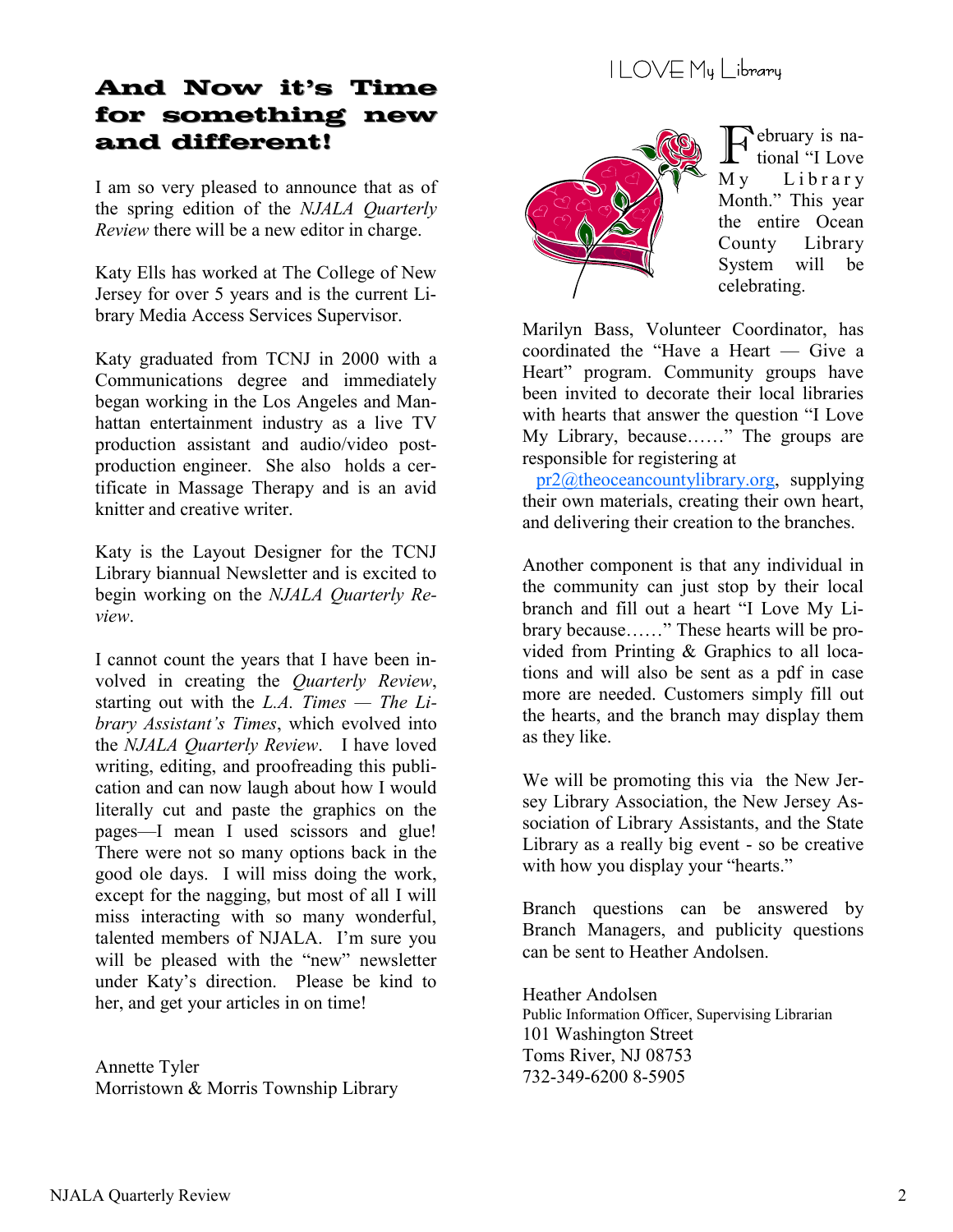## And Now it's Time for something new and different!

I am so very pleased to announce that as of the spring edition of the *NJALA Quarterly Review* there will be a new editor in charge.

Katy Ells has worked at The College of New Jersey for over 5 years and is the current Library Media Access Services Supervisor.

Katy graduated from TCNJ in 2000 with a Communications degree and immediately began working in the Los Angeles and Manhattan entertainment industry as a live TV production assistant and audio/video post-production engineer. She also holds a certificate in Massage Therapy and is an avid knitter and creative writer.

Katy is the Layout Designer for the TCNJ Library biannual Newsletter and is excited to begin working on the *NJALA Quarterly Review*.

I cannot count the years that I have been involved in creating the *Quarterly Review*, starting out with the *L.A. Times — The Library Assistant's Times*, which evolved into the *NJALA Quarterly Review*. I have loved writing, editing, and proofreading this publication and can now laugh about how I would literally cut and paste the graphics on the pages—I mean I used scissors and glue! There were not so many options back in the good ole days. I will miss doing the work, except for the nagging, but most of all I will miss interacting with so many wonderful, talented members of NJALA. I'm sure you will be pleased with the "new" newsletter under Katy's direction. Please be kind to her, and get your articles in on time!

Annette Tyler
Morristown & Morris Township Library

## I LOVE My Library

February is national "I Love My Library Month." This year the entire Ocean County Library System will be celebrating.

Marilyn Bass, Volunteer Coordinator, has coordinated the "Have a Heart — Give a Heart" program. Community groups have been invited to decorate their local libraries with hearts that answer the question "I Love My Library, because……" The groups are responsible for registering at pr2@theoceancountylibrary.org, supplying their own materials, creating their own heart, and delivering their creation to the branches.

Another component is that any individual in the community can just stop by their local branch and fill out a heart "I Love My Library because……" These hearts will be provided from Printing & Graphics to all locations and will also be sent as a pdf in case more are needed. Customers simply fill out the hearts, and the branch may display them as they like.

We will be promoting this via the New Jersey Library Association, the New Jersey Association of Library Assistants, and the State Library as a really big event - so be creative with how you display your "hearts."

Branch questions can be answered by Branch Managers, and publicity questions can be sent to Heather Andolsen.

Heather Andolsen
Public Information Officer, Supervising Librarian
101 Washington Street
Toms River, NJ 08753
732-349-6200 8-5905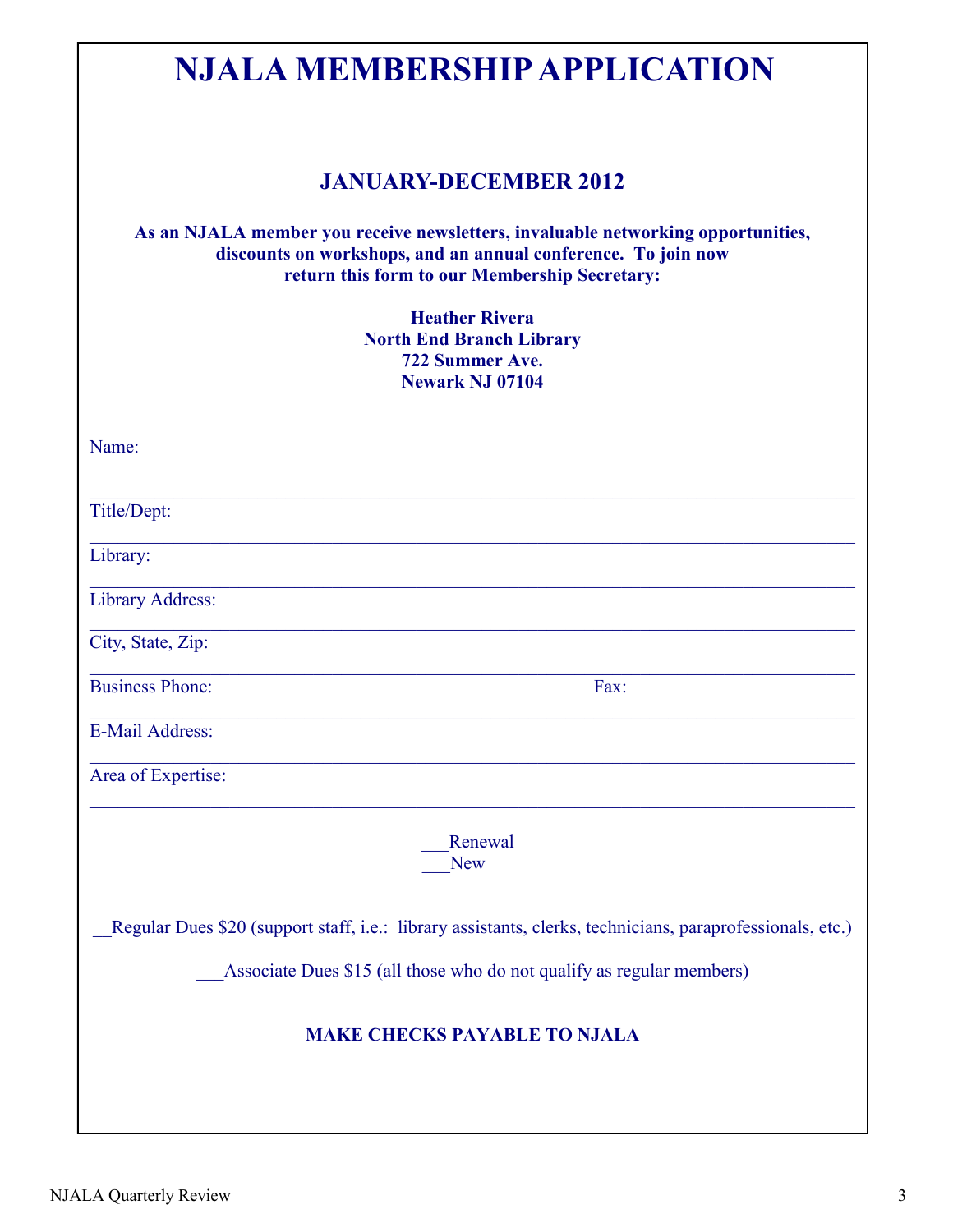# NJALA MEMBERSHIP APPLICATION

## JANUARY-DECEMBER 2012

**As an NJALA member you receive newsletters, invaluable networking opportunities, discounts on workshops, and an annual conference. To join now return this form to our Membership Secretary:**

**Heather Rivera**
**North End Branch Library**
**722 Summer Ave.**
**Newark NJ 07104**

Name:

_______________________________________________

Title/Dept:

_______________________________________________

Library:

_______________________________________________

Library Address:

_______________________________________________

City, State, Zip:

_______________________________________________

Business Phone: Fax:

_______________________________________________

E-Mail Address:

_______________________________________________

Area of Expertise:

_______________________________________________

___Renewal
___New

__Regular Dues $20 (support staff, i.e.: library assistants, clerks, technicians, paraprofessionals, etc.)

___Associate Dues $15 (all those who do not qualify as regular members)

**MAKE CHECKS PAYABLE TO NJALA**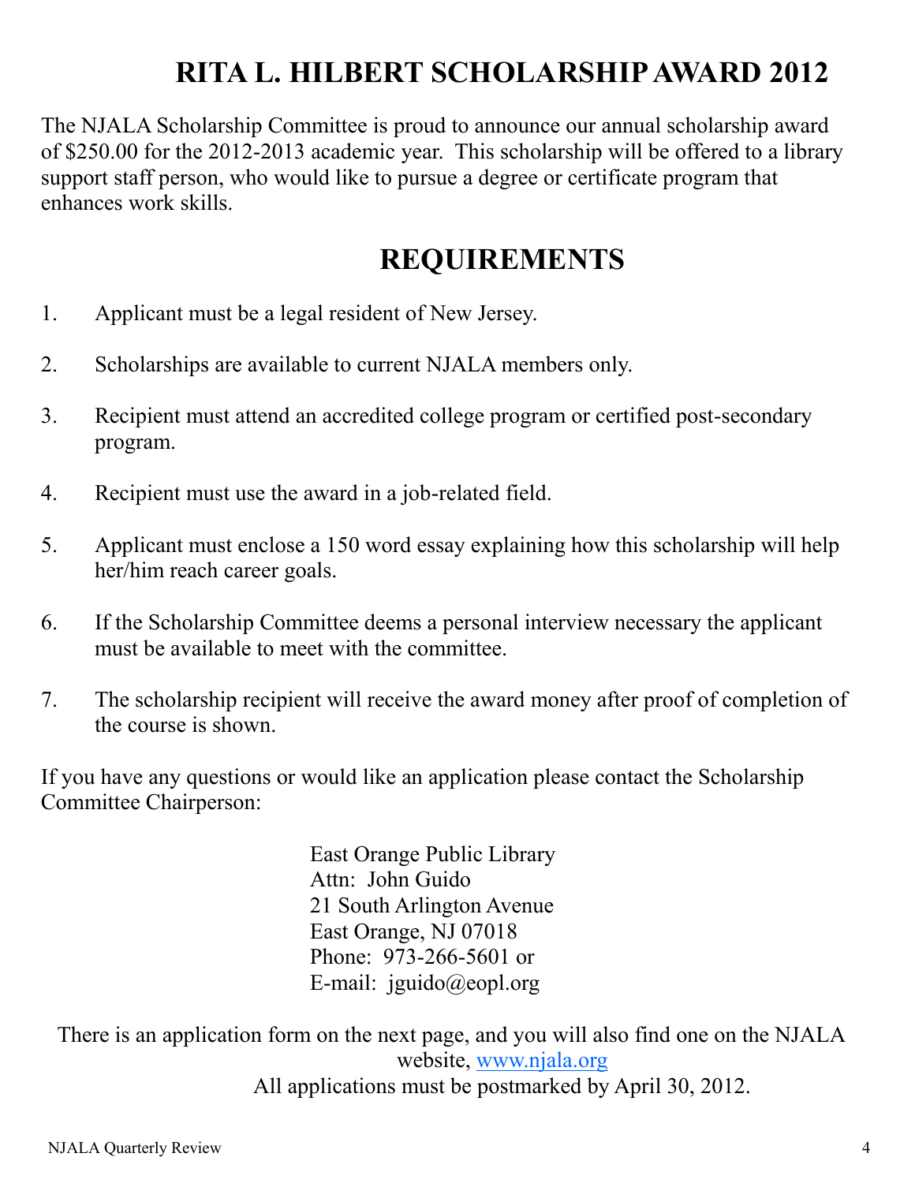# RITA L. HILBERT SCHOLARSHIP AWARD 2012

The NJALA Scholarship Committee is proud to announce our annual scholarship award of $250.00 for the 2012-2013 academic year. This scholarship will be offered to a library support staff person, who would like to pursue a degree or certificate program that enhances work skills.

## REQUIREMENTS

1. Applicant must be a legal resident of New Jersey.
2. Scholarships are available to current NJALA members only.
3. Recipient must attend an accredited college program or certified post-secondary program.
4. Recipient must use the award in a job-related field.
5. Applicant must enclose a 150 word essay explaining how this scholarship will help her/him reach career goals.
6. If the Scholarship Committee deems a personal interview necessary the applicant must be available to meet with the committee.
7. The scholarship recipient will receive the award money after proof of completion of the course is shown.

If you have any questions or would like an application please contact the Scholarship Committee Chairperson:

East Orange Public Library
Attn: John Guido
21 South Arlington Avenue
East Orange, NJ 07018
Phone: 973-266-5601 or
E-mail: jguido@eopl.org

There is an application form on the next page, and you will also find one on the NJALA website, www.njala.org

All applications must be postmarked by April 30, 2012.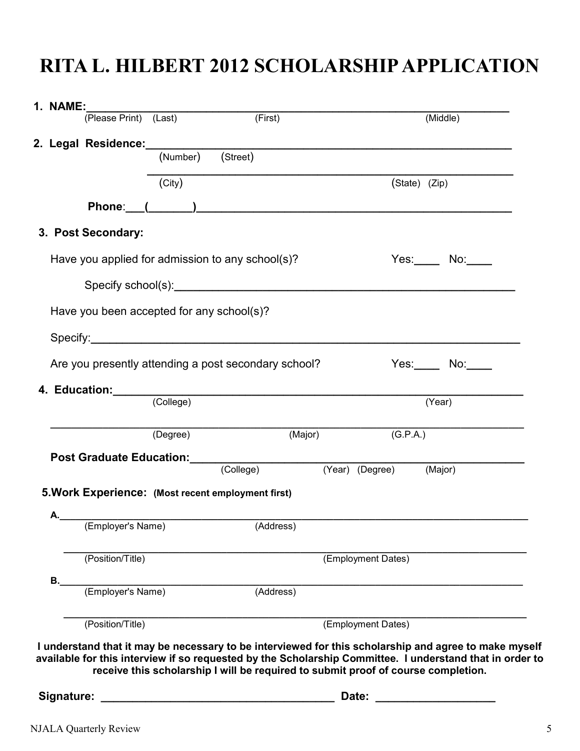# RITA L. HILBERT 2012 SCHOLARSHIP APPLICATION

**1. NAME:**_______________________________________________________________
(Please Print) (Last) (First) (Middle)

**2. Legal Residence:**_______________________________________________________
(Number) (Street)

_______________________________________________________________
(City) (State) (Zip)

**Phone**:___(_______)_____________________________________________

**3. Post Secondary:**

Have you applied for admission to any school(s)? Yes:____ No:____

Specify school(s):_______________________________________________

Have you been accepted for any school(s)?

Specify:_______________________________________________________

Are you presently attending a post secondary school? Yes:____ No:____

**4. Education:**_____________________________________________________
(College) (Year)

_______________________________________________________________
(Degree) (Major) (G.P.A.)

**Post Graduate Education:**____________________________________________
(College) (Year) (Degree) (Major)

**5.Work Experience: (Most recent employment first)**

**A.**_____________________________________________________________
(Employer's Name) (Address)

_______________________________________________________________
(Position/Title) (Employment Dates)

**B.**_____________________________________________________________
(Employer's Name) (Address)

_______________________________________________________________
(Position/Title) (Employment Dates)

**I understand that it may be necessary to be interviewed for this scholarship and agree to make myself available for this interview if so requested by the Scholarship Committee. I understand that in order to receive this scholarship I will be required to submit proof of course completion.**

**Signature:** ____________________________________ **Date:** ___________________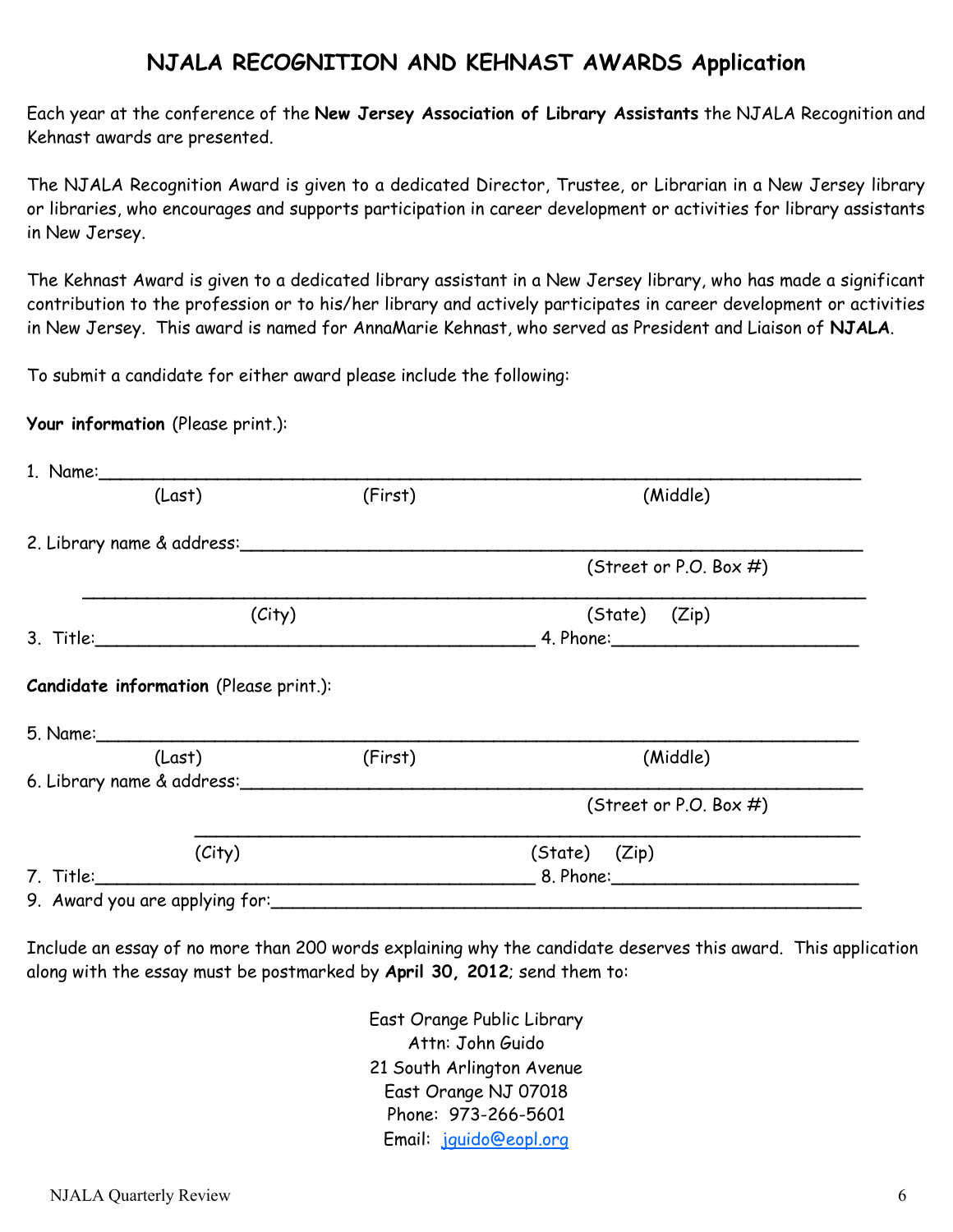# NJALA RECOGNITION AND KEHNAST AWARDS Application

Each year at the conference of the **New Jersey Association of Library Assistants** the NJALA Recognition and Kehnast awards are presented.

The NJALA Recognition Award is given to a dedicated Director, Trustee, or Librarian in a New Jersey library or libraries, who encourages and supports participation in career development or activities for library assistants in New Jersey.

The Kehnast Award is given to a dedicated library assistant in a New Jersey library, who has made a significant contribution to the profession or to his/her library and actively participates in career development or activities in New Jersey. This award is named for AnnaMarie Kehnast, who served as President and Liaison of **NJALA**.

To submit a candidate for either award please include the following:

**Your information** (Please print.):

1. Name:___________________________________________________________________
   (Last) (First) (Middle)

2. Library name & address:_____________________________________________________
   (Street or P.O. Box #)
   ______________________________________________________________________
   (City) (State) (Zip)

3. Title:_______________________________________ 4. Phone:______________________

**Candidate information** (Please print.):

5. Name:___________________________________________________________________
   (Last) (First) (Middle)

6. Library name & address:_____________________________________________________
   (Street or P.O. Box #)
   ______________________________________________________________________
   (City) (State) (Zip)

7. Title:_______________________________________ 8. Phone:______________________

9. Award you are applying for:__________________________________________________

Include an essay of no more than 200 words explaining why the candidate deserves this award. This application along with the essay must be postmarked by **April 30, 2012**; send them to:

East Orange Public Library
Attn: John Guido
21 South Arlington Avenue
East Orange NJ 07018
Phone: 973-266-5601
Email: jguido@eopl.org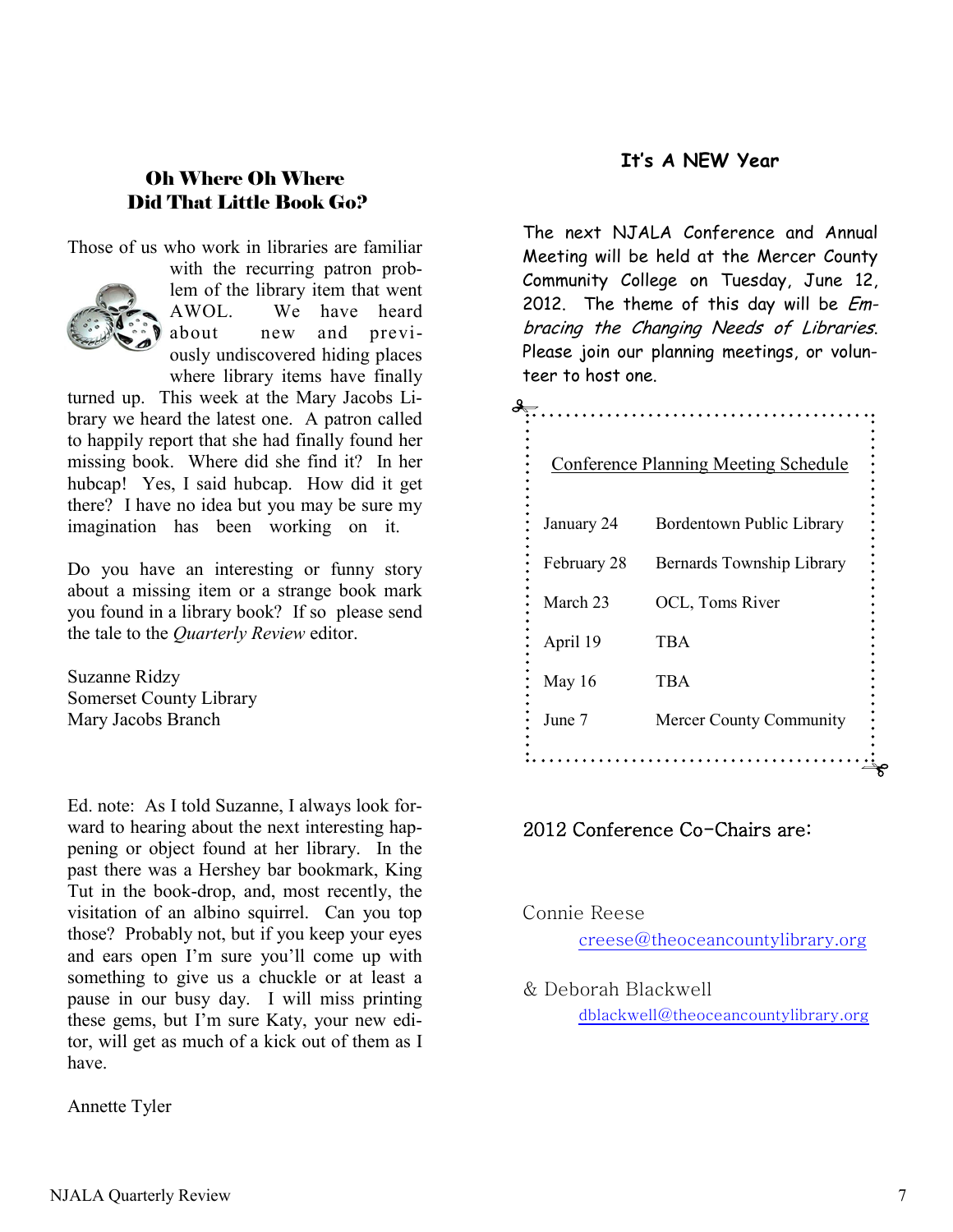## Oh Where Oh Where Did That Little Book Go?

Those of us who work in libraries are familiar with the recurring patron problem of the library item that went AWOL. We have heard about new and previously undiscovered hiding places where library items have finally turned up. This week at the Mary Jacobs Library we heard the latest one. A patron called to happily report that she had finally found her missing book. Where did she find it? In her hubcap! Yes, I said hubcap. How did it get there? I have no idea but you may be sure my imagination has been working on it.

Do you have an interesting or funny story about a missing item or a strange book mark you found in a library book? If so please send the tale to the *Quarterly Review* editor.

Suzanne Ridzy
Somerset County Library
Mary Jacobs Branch

Ed. note: As I told Suzanne, I always look forward to hearing about the next interesting happening or object found at her library. In the past there was a Hershey bar bookmark, King Tut in the book-drop, and, most recently, the visitation of an albino squirrel. Can you top those? Probably not, but if you keep your eyes and ears open I'm sure you'll come up with something to give us a chuckle or at least a pause in our busy day. I will miss printing these gems, but I'm sure Katy, your new editor, will get as much of a kick out of them as I have.

Annette Tyler

## It's A NEW Year

The next NJALA Conference and Annual Meeting will be held at the Mercer County Community College on Tuesday, June 12, 2012. The theme of this day will be *Embracing the Changing Needs of Libraries*. Please join our planning meetings, or volunteer to host one.

**Conference Planning Meeting Schedule**

| Date | Location |
|---|---|
| January 24 | Bordentown Public Library |
| February 28 | Bernards Township Library |
| March 23 | OCL, Toms River |
| April 19 | TBA |
| May 16 | TBA |
| June 7 | Mercer County Community |

2012 Conference Co-Chairs are:

Connie Reese
creese@theoceancountylibrary.org

& Deborah Blackwell
dblackwell@theoceancountylibrary.org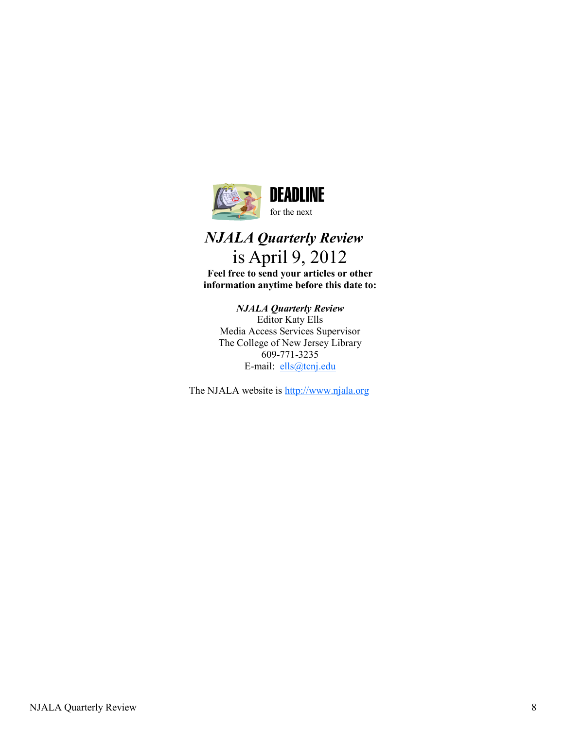**DEADLINE**

for the next

***NJALA Quarterly Review***

is April 9, 2012

**Feel free to send your articles or other information anytime before this date to:**

***NJALA Quarterly Review***
Editor Katy Ells
Media Access Services Supervisor
The College of New Jersey Library
609-771-3235
E-mail: ells@tcnj.edu

The NJALA website is http://www.njala.org